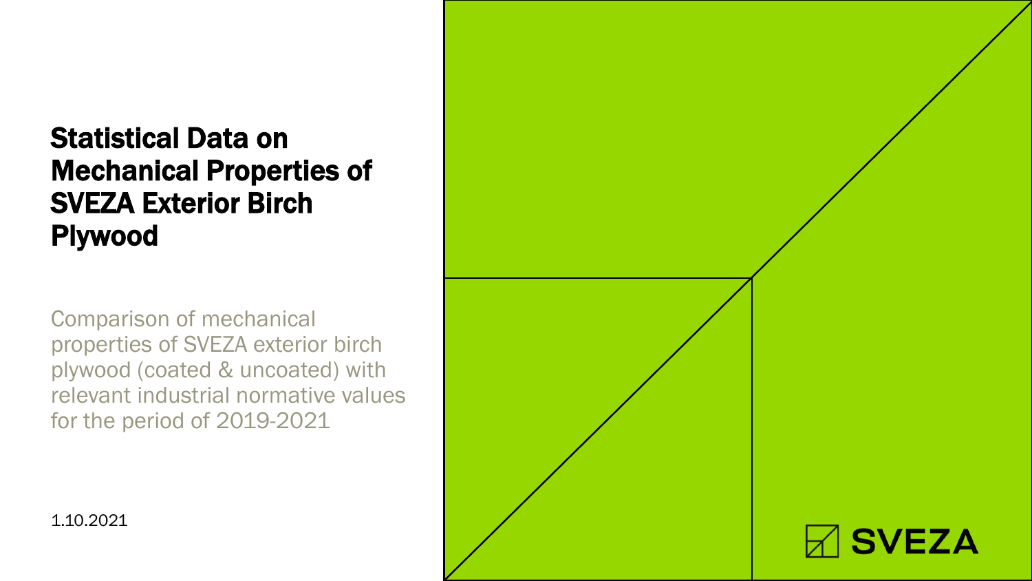# Statistical Data on Mechanical Properties of SVEZA Exterior Birch Plywood

Comparison of mechanical properties of SVEZA exterior birch plywood (coated & uncoated) with relevant industrial normative values for the period of 2019-2021

1.10.2021

SVEZA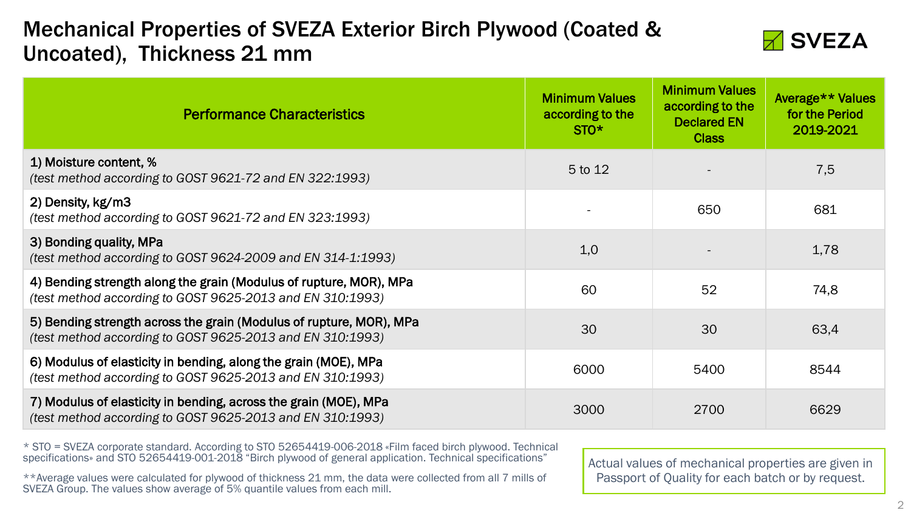# Mechanical Properties of SVEZA Exterior Birch Plywood (Coated & Uncoated), Thickness 21 mm

SVEZA

| Performance Characteristics | Minimum Values according to the STO* | Minimum Values according to the Declared EN Class | Average** Values for the Period 2019-2021 |
|---|---|---|---|
| 1) Moisture content, % *(test method according to GOST 9621-72 and EN 322:1993)* | 5 to 12 | - | 7,5 |
| 2) Density, kg/m3 *(test method according to GOST 9621-72 and EN 323:1993)* | - | 650 | 681 |
| 3) Bonding quality, MPa *(test method according to GOST 9624-2009 and EN 314-1:1993)* | 1,0 | - | 1,78 |
| 4) Bending strength along the grain (Modulus of rupture, MOR), MPa *(test method according to GOST 9625-2013 and EN 310:1993)* | 60 | 52 | 74,8 |
| 5) Bending strength across the grain (Modulus of rupture, MOR), MPa *(test method according to GOST 9625-2013 and EN 310:1993)* | 30 | 30 | 63,4 |
| 6) Modulus of elasticity in bending, along the grain (MOE), MPa *(test method according to GOST 9625-2013 and EN 310:1993)* | 6000 | 5400 | 8544 |
| 7) Modulus of elasticity in bending, across the grain (MOE), MPa *(test method according to GOST 9625-2013 and EN 310:1993)* | 3000 | 2700 | 6629 |

* STO = SVEZA corporate standard. According to STO 52654419-006-2018 «Film faced birch plywood. Technical specifications» and STO 52654419-001-2018 "Birch plywood of general application. Technical specifications"

**Average values were calculated for plywood of thickness 21 mm, the data were collected from all 7 mills of SVEZA Group. The values show average of 5% quantile values from each mill.

Actual values of mechanical properties are given in Passport of Quality for each batch or by request.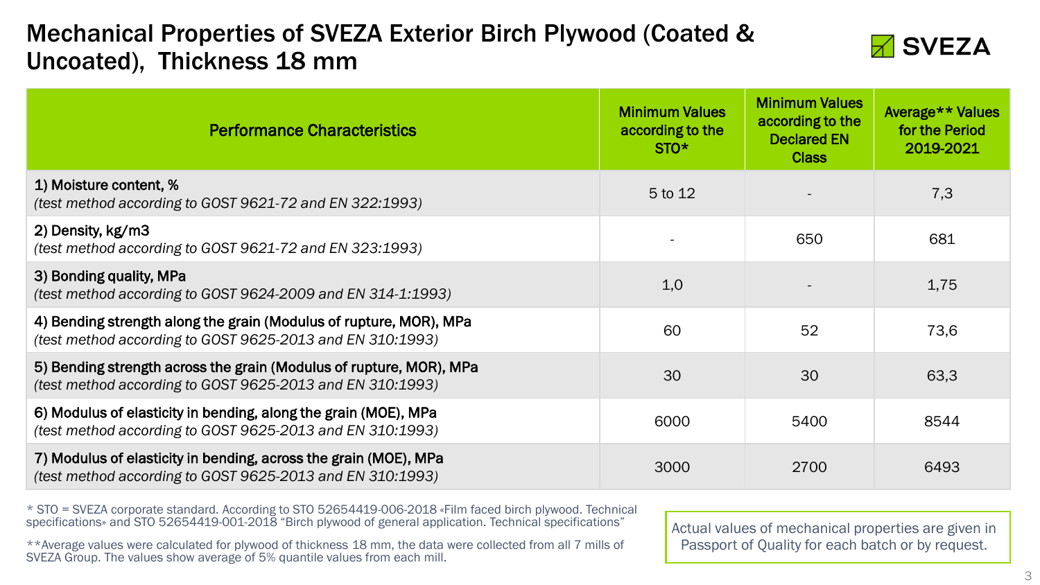# Mechanical Properties of SVEZA Exterior Birch Plywood (Coated & Uncoated), Thickness 18 mm

SVEZA

| Performance Characteristics | Minimum Values according to the STO* | Minimum Values according to the Declared EN Class | Average** Values for the Period 2019-2021 |
|---|---|---|---|
| 1) Moisture content, % *(test method according to GOST 9621-72 and EN 322:1993)* | 5 to 12 | - | 7,3 |
| 2) Density, kg/m3 *(test method according to GOST 9621-72 and EN 323:1993)* | - | 650 | 681 |
| 3) Bonding quality, MPa *(test method according to GOST 9624-2009 and EN 314-1:1993)* | 1,0 | - | 1,75 |
| 4) Bending strength along the grain (Modulus of rupture, MOR), MPa *(test method according to GOST 9625-2013 and EN 310:1993)* | 60 | 52 | 73,6 |
| 5) Bending strength across the grain (Modulus of rupture, MOR), MPa *(test method according to GOST 9625-2013 and EN 310:1993)* | 30 | 30 | 63,3 |
| 6) Modulus of elasticity in bending, along the grain (MOE), MPa *(test method according to GOST 9625-2013 and EN 310:1993)* | 6000 | 5400 | 8544 |
| 7) Modulus of elasticity in bending, across the grain (MOE), MPa *(test method according to GOST 9625-2013 and EN 310:1993)* | 3000 | 2700 | 6493 |

\* STO = SVEZA corporate standard. According to STO 52654419-006-2018 «Film faced birch plywood. Technical specifications» and STO 52654419-001-2018 "Birch plywood of general application. Technical specifications"

**Average values were calculated for plywood of thickness 18 mm, the data were collected from all 7 mills of SVEZA Group. The values show average of 5% quantile values from each mill.

Actual values of mechanical properties are given in Passport of Quality for each batch or by request.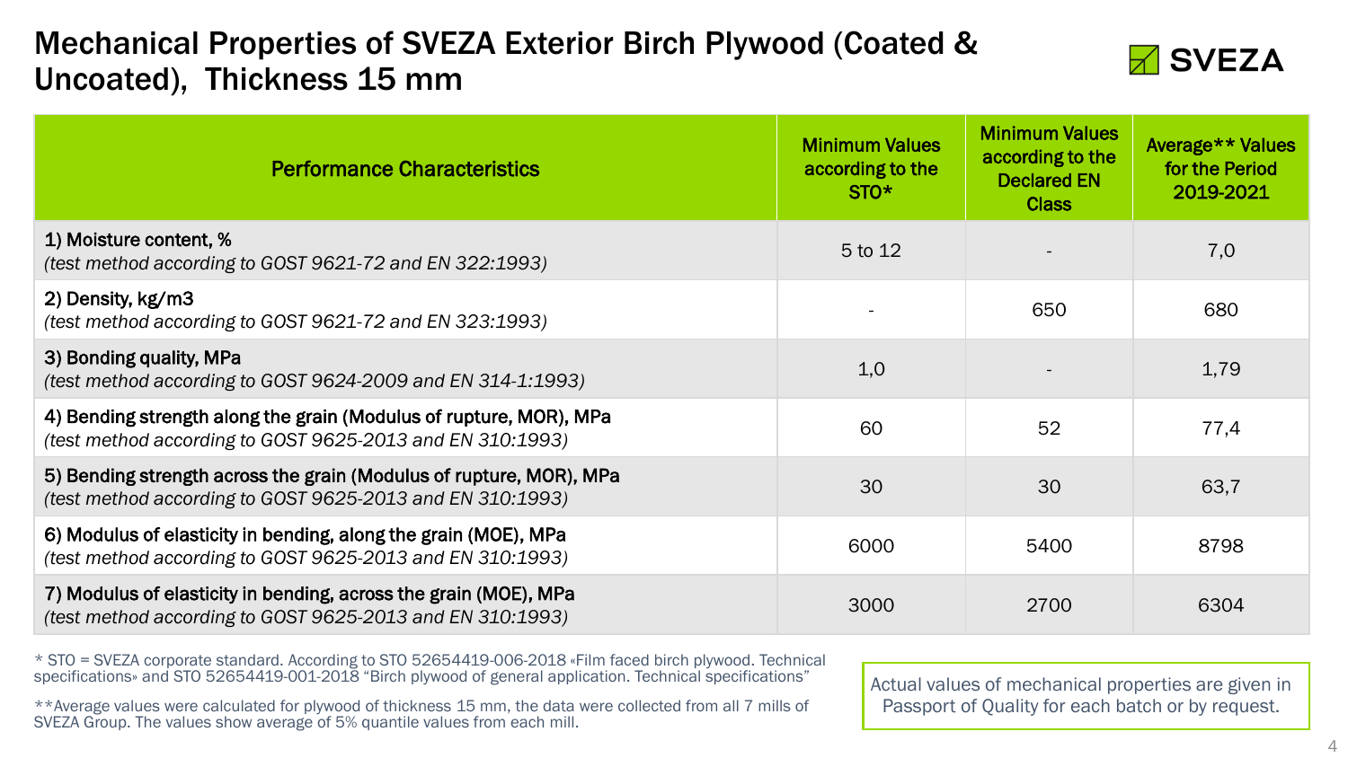# Mechanical Properties of SVEZA Exterior Birch Plywood (Coated & Uncoated), Thickness 15 mm

SVEZA

| Performance Characteristics | Minimum Values according to the STO* | Minimum Values according to the Declared EN Class | Average** Values for the Period 2019-2021 |
|---|---|---|---|
| **1) Moisture content, %**<br>*(test method according to GOST 9621-72 and EN 322:1993)* | 5 to 12 | - | 7,0 |
| **2) Density, kg/m3**<br>*(test method according to GOST 9621-72 and EN 323:1993)* | - | 650 | 680 |
| **3) Bonding quality, MPa**<br>*(test method according to GOST 9624-2009 and EN 314-1:1993)* | 1,0 | - | 1,79 |
| **4) Bending strength along the grain (Modulus of rupture, MOR), MPa**<br>*(test method according to GOST 9625-2013 and EN 310:1993)* | 60 | 52 | 77,4 |
| **5) Bending strength across the grain (Modulus of rupture, MOR), MPa**<br>*(test method according to GOST 9625-2013 and EN 310:1993)* | 30 | 30 | 63,7 |
| **6) Modulus of elasticity in bending, along the grain (MOE), MPa**<br>*(test method according to GOST 9625-2013 and EN 310:1993)* | 6000 | 5400 | 8798 |
| **7) Modulus of elasticity in bending, across the grain (MOE), MPa**<br>*(test method according to GOST 9625-2013 and EN 310:1993)* | 3000 | 2700 | 6304 |

* STO = SVEZA corporate standard. According to STO 52654419-006-2018 «Film faced birch plywood. Technical specifications» and STO 52654419-001-2018 "Birch plywood of general application. Technical specifications"

**Average values were calculated for plywood of thickness 15 mm, the data were collected from all 7 mills of SVEZA Group. The values show average of 5% quantile values from each mill.

Actual values of mechanical properties are given in Passport of Quality for each batch or by request.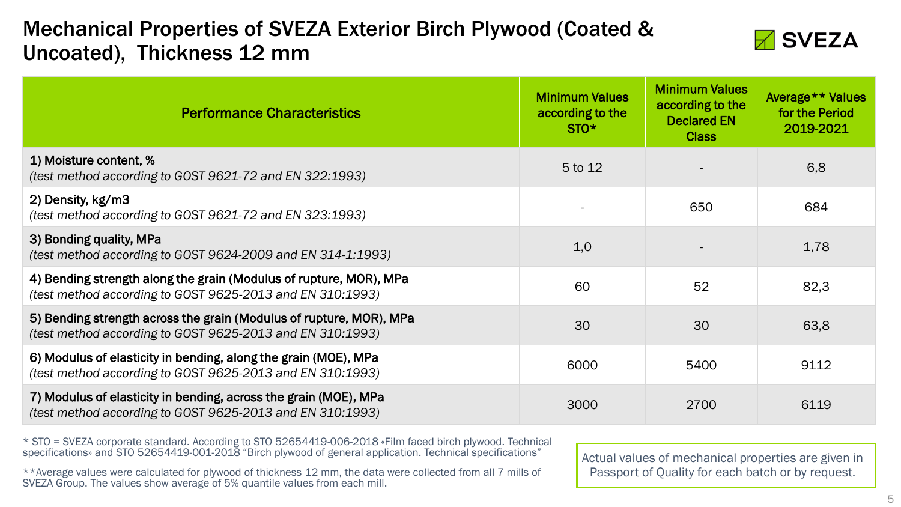# Mechanical Properties of SVEZA Exterior Birch Plywood (Coated & Uncoated), Thickness 12 mm

SVEZA

| Performance Characteristics | Minimum Values according to the STO* | Minimum Values according to the Declared EN Class | Average** Values for the Period 2019-2021 |
|---|---|---|---|
| 1) Moisture content, % <br>*(test method according to GOST 9621-72 and EN 322:1993)* | 5 to 12 | - | 6,8 |
| 2) Density, kg/m3 <br>*(test method according to GOST 9621-72 and EN 323:1993)* | - | 650 | 684 |
| 3) Bonding quality, MPa <br>*(test method according to GOST 9624-2009 and EN 314-1:1993)* | 1,0 | - | 1,78 |
| 4) Bending strength along the grain (Modulus of rupture, MOR), MPa <br>*(test method according to GOST 9625-2013 and EN 310:1993)* | 60 | 52 | 82,3 |
| 5) Bending strength across the grain (Modulus of rupture, MOR), MPa <br>*(test method according to GOST 9625-2013 and EN 310:1993)* | 30 | 30 | 63,8 |
| 6) Modulus of elasticity in bending, along the grain (MOE), MPa <br>*(test method according to GOST 9625-2013 and EN 310:1993)* | 6000 | 5400 | 9112 |
| 7) Modulus of elasticity in bending, across the grain (MOE), MPa <br>*(test method according to GOST 9625-2013 and EN 310:1993)* | 3000 | 2700 | 6119 |

\* STO = SVEZA corporate standard. According to STO 52654419-006-2018 «Film faced birch plywood. Technical specifications» and STO 52654419-001-2018 "Birch plywood of general application. Technical specifications"

\*\*Average values were calculated for plywood of thickness 12 mm, the data were collected from all 7 mills of SVEZA Group. The values show average of 5% quantile values from each mill.

Actual values of mechanical properties are given in Passport of Quality for each batch or by request.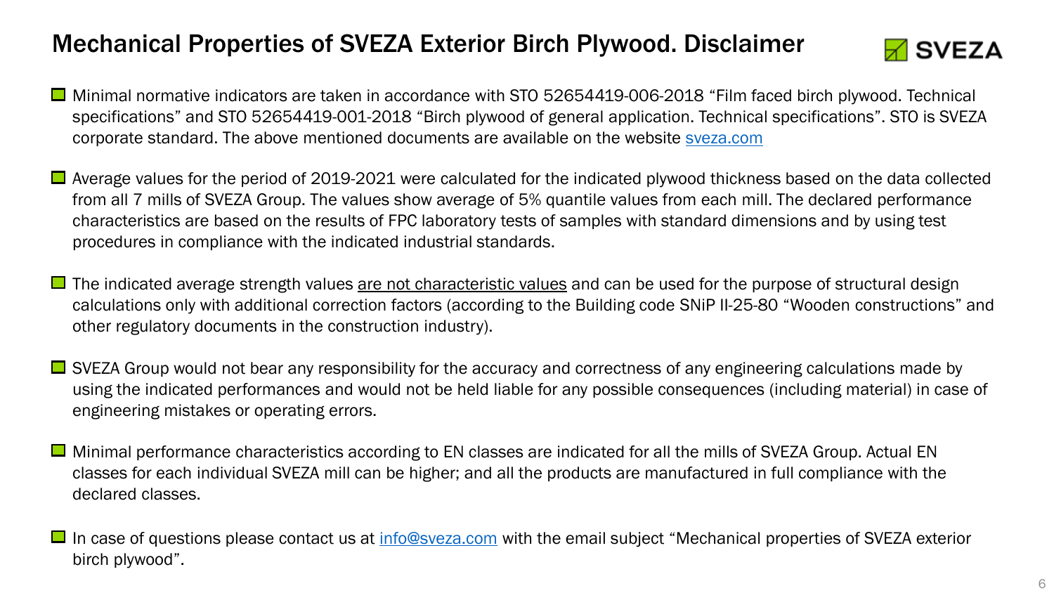# Mechanical Properties of SVEZA Exterior Birch Plywood. Disclaimer

- Minimal normative indicators are taken in accordance with STO 52654419-006-2018 "Film faced birch plywood. Technical specifications" and STO 52654419-001-2018 "Birch plywood of general application. Technical specifications". STO is SVEZA corporate standard. The above mentioned documents are available on the website sveza.com

- Average values for the period of 2019-2021 were calculated for the indicated plywood thickness based on the data collected from all 7 mills of SVEZA Group. The values show average of 5% quantile values from each mill. The declared performance characteristics are based on the results of FPC laboratory tests of samples with standard dimensions and by using test procedures in compliance with the indicated industrial standards.

- The indicated average strength values are not characteristic values and can be used for the purpose of structural design calculations only with additional correction factors (according to the Building code SNiP II-25-80 "Wooden constructions" and other regulatory documents in the construction industry).

- SVEZA Group would not bear any responsibility for the accuracy and correctness of any engineering calculations made by using the indicated performances and would not be held liable for any possible consequences (including material) in case of engineering mistakes or operating errors.

- Minimal performance characteristics according to EN classes are indicated for all the mills of SVEZA Group. Actual EN classes for each individual SVEZA mill can be higher; and all the products are manufactured in full compliance with the declared classes.

- In case of questions please contact us at info@sveza.com with the email subject "Mechanical properties of SVEZA exterior birch plywood".